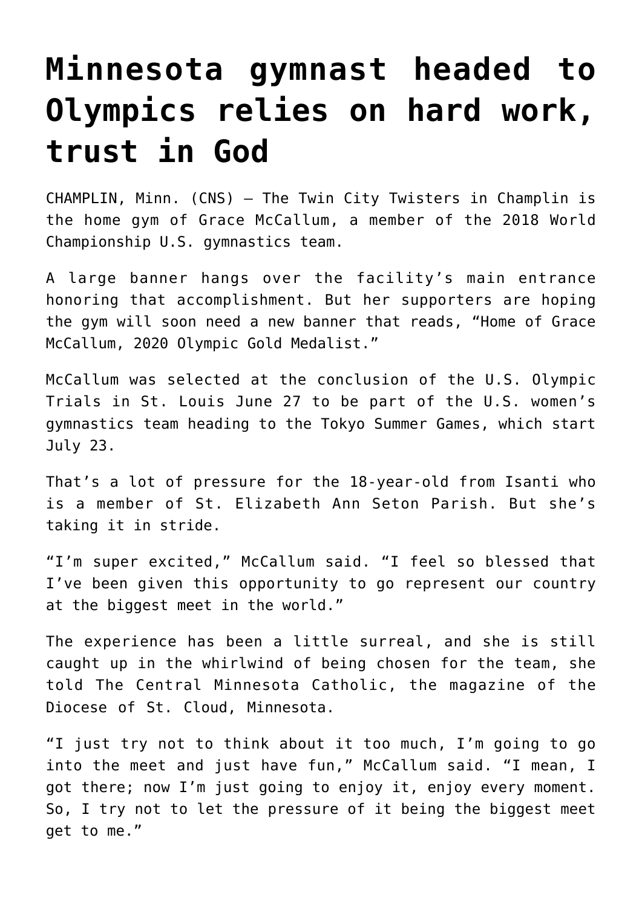# Minnesota gymnast headed to Olympics relies on hard work, trust in God

CHAMPLIN, Minn. (CNS) — The Twin City Twisters in Champlin is the home gym of Grace McCallum, a member of the 2018 World Championship U.S. gymnastics team.

A large banner hangs over the facility's main entrance honoring that accomplishment. But her supporters are hoping the gym will soon need a new banner that reads, "Home of Grace McCallum, 2020 Olympic Gold Medalist."

McCallum was selected at the conclusion of the U.S. Olympic Trials in St. Louis June 27 to be part of the U.S. women's gymnastics team heading to the Tokyo Summer Games, which start July 23.

That's a lot of pressure for the 18-year-old from Isanti who is a member of St. Elizabeth Ann Seton Parish. But she's taking it in stride.

"I'm super excited," McCallum said. "I feel so blessed that I've been given this opportunity to go represent our country at the biggest meet in the world."

The experience has been a little surreal, and she is still caught up in the whirlwind of being chosen for the team, she told The Central Minnesota Catholic, the magazine of the Diocese of St. Cloud, Minnesota.

"I just try not to think about it too much, I'm going to go into the meet and just have fun," McCallum said. "I mean, I got there; now I'm just going to enjoy it, enjoy every moment. So, I try not to let the pressure of it being the biggest meet get to me."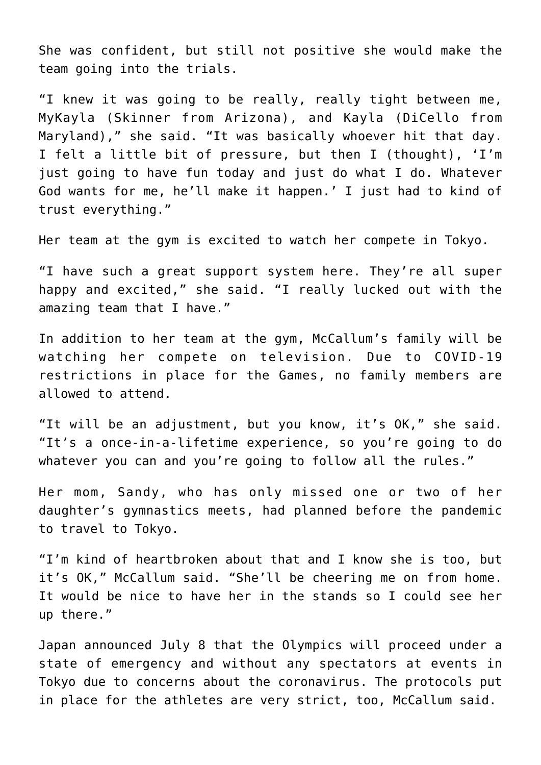She was confident, but still not positive she would make the team going into the trials.

“I knew it was going to be really, really tight between me, MyKayla (Skinner from Arizona), and Kayla (DiCello from Maryland),” she said. “It was basically whoever hit that day. I felt a little bit of pressure, but then I (thought), ‘I’m just going to have fun today and just do what I do. Whatever God wants for me, he’ll make it happen.’ I just had to kind of trust everything.”

Her team at the gym is excited to watch her compete in Tokyo.

“I have such a great support system here. They’re all super happy and excited,” she said. “I really lucked out with the amazing team that I have.”

In addition to her team at the gym, McCallum’s family will be watching her compete on television. Due to COVID-19 restrictions in place for the Games, no family members are allowed to attend.

“It will be an adjustment, but you know, it’s OK,” she said. “It’s a once-in-a-lifetime experience, so you’re going to do whatever you can and you’re going to follow all the rules.”

Her mom, Sandy, who has only missed one or two of her daughter’s gymnastics meets, had planned before the pandemic to travel to Tokyo.

“I’m kind of heartbroken about that and I know she is too, but it’s OK,” McCallum said. “She’ll be cheering me on from home. It would be nice to have her in the stands so I could see her up there.”

Japan announced July 8 that the Olympics will proceed under a state of emergency and without any spectators at events in Tokyo due to concerns about the coronavirus. The protocols put in place for the athletes are very strict, too, McCallum said.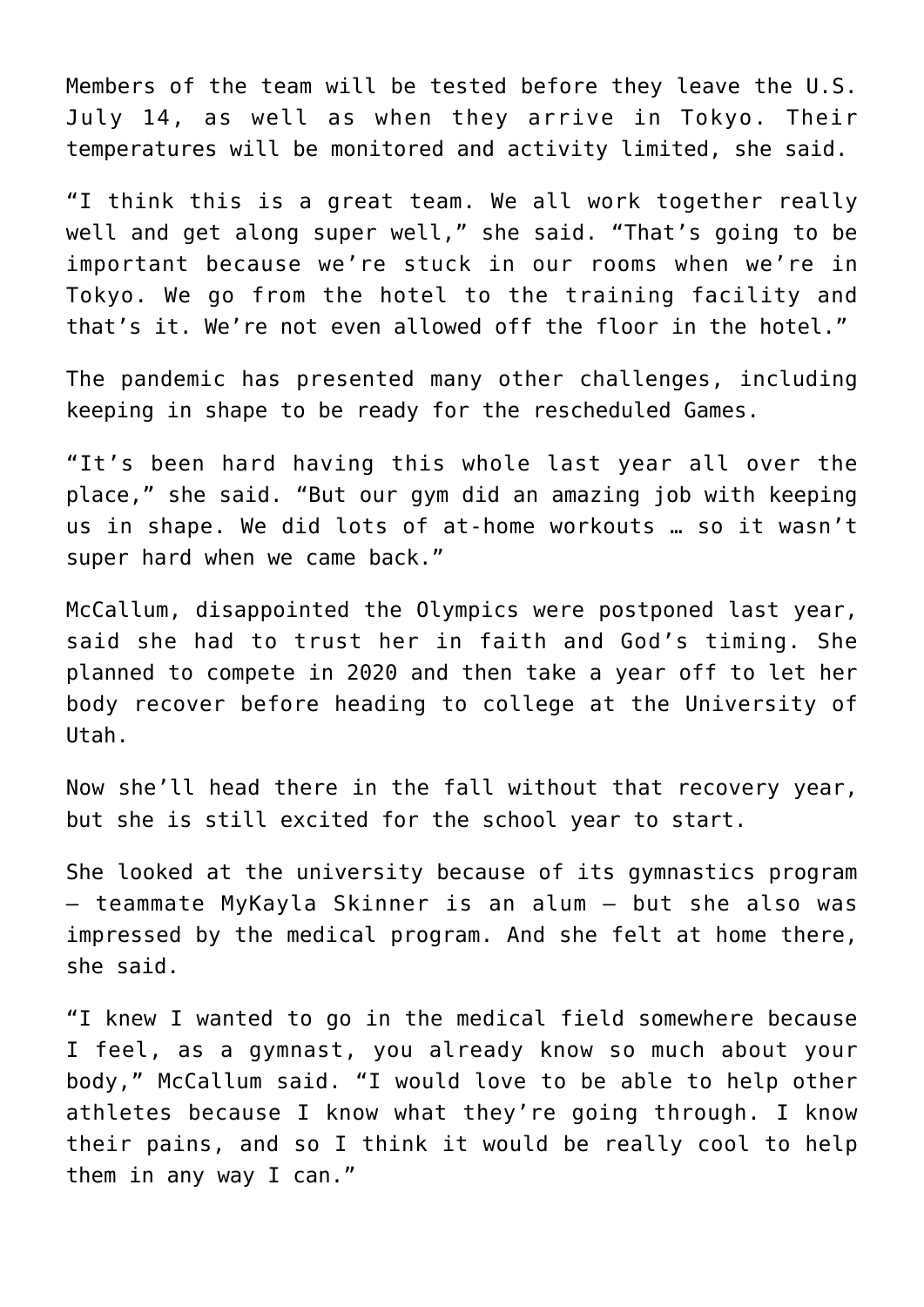Members of the team will be tested before they leave the U.S. July 14, as well as when they arrive in Tokyo. Their temperatures will be monitored and activity limited, she said.

"I think this is a great team. We all work together really well and get along super well," she said. "That's going to be important because we're stuck in our rooms when we're in Tokyo. We go from the hotel to the training facility and that's it. We're not even allowed off the floor in the hotel."

The pandemic has presented many other challenges, including keeping in shape to be ready for the rescheduled Games.

"It's been hard having this whole last year all over the place," she said. "But our gym did an amazing job with keeping us in shape. We did lots of at-home workouts … so it wasn't super hard when we came back."

McCallum, disappointed the Olympics were postponed last year, said she had to trust her in faith and God's timing. She planned to compete in 2020 and then take a year off to let her body recover before heading to college at the University of Utah.

Now she'll head there in the fall without that recovery year, but she is still excited for the school year to start.

She looked at the university because of its gymnastics program — teammate MyKayla Skinner is an alum — but she also was impressed by the medical program. And she felt at home there, she said.

"I knew I wanted to go in the medical field somewhere because I feel, as a gymnast, you already know so much about your body," McCallum said. "I would love to be able to help other athletes because I know what they're going through. I know their pains, and so I think it would be really cool to help them in any way I can."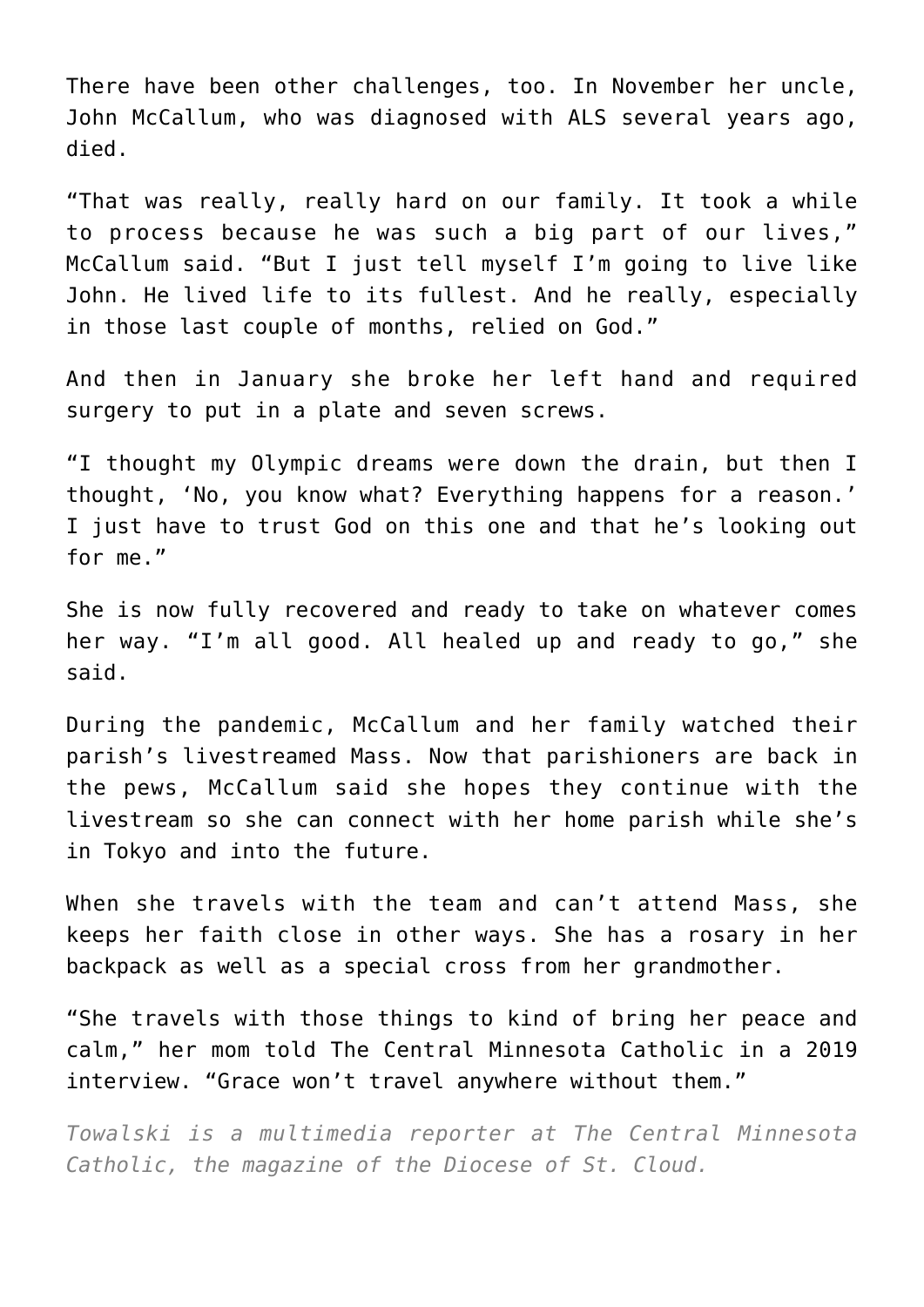There have been other challenges, too. In November her uncle, John McCallum, who was diagnosed with ALS several years ago, died.

"That was really, really hard on our family. It took a while to process because he was such a big part of our lives," McCallum said. "But I just tell myself I'm going to live like John. He lived life to its fullest. And he really, especially in those last couple of months, relied on God."

And then in January she broke her left hand and required surgery to put in a plate and seven screws.

"I thought my Olympic dreams were down the drain, but then I thought, 'No, you know what? Everything happens for a reason.' I just have to trust God on this one and that he's looking out for me."

She is now fully recovered and ready to take on whatever comes her way. "I'm all good. All healed up and ready to go," she said.

During the pandemic, McCallum and her family watched their parish's livestreamed Mass. Now that parishioners are back in the pews, McCallum said she hopes they continue with the livestream so she can connect with her home parish while she's in Tokyo and into the future.

When she travels with the team and can't attend Mass, she keeps her faith close in other ways. She has a rosary in her backpack as well as a special cross from her grandmother.

"She travels with those things to kind of bring her peace and calm," her mom told The Central Minnesota Catholic in a 2019 interview. "Grace won't travel anywhere without them."

*Towalski is a multimedia reporter at The Central Minnesota Catholic, the magazine of the Diocese of St. Cloud.*